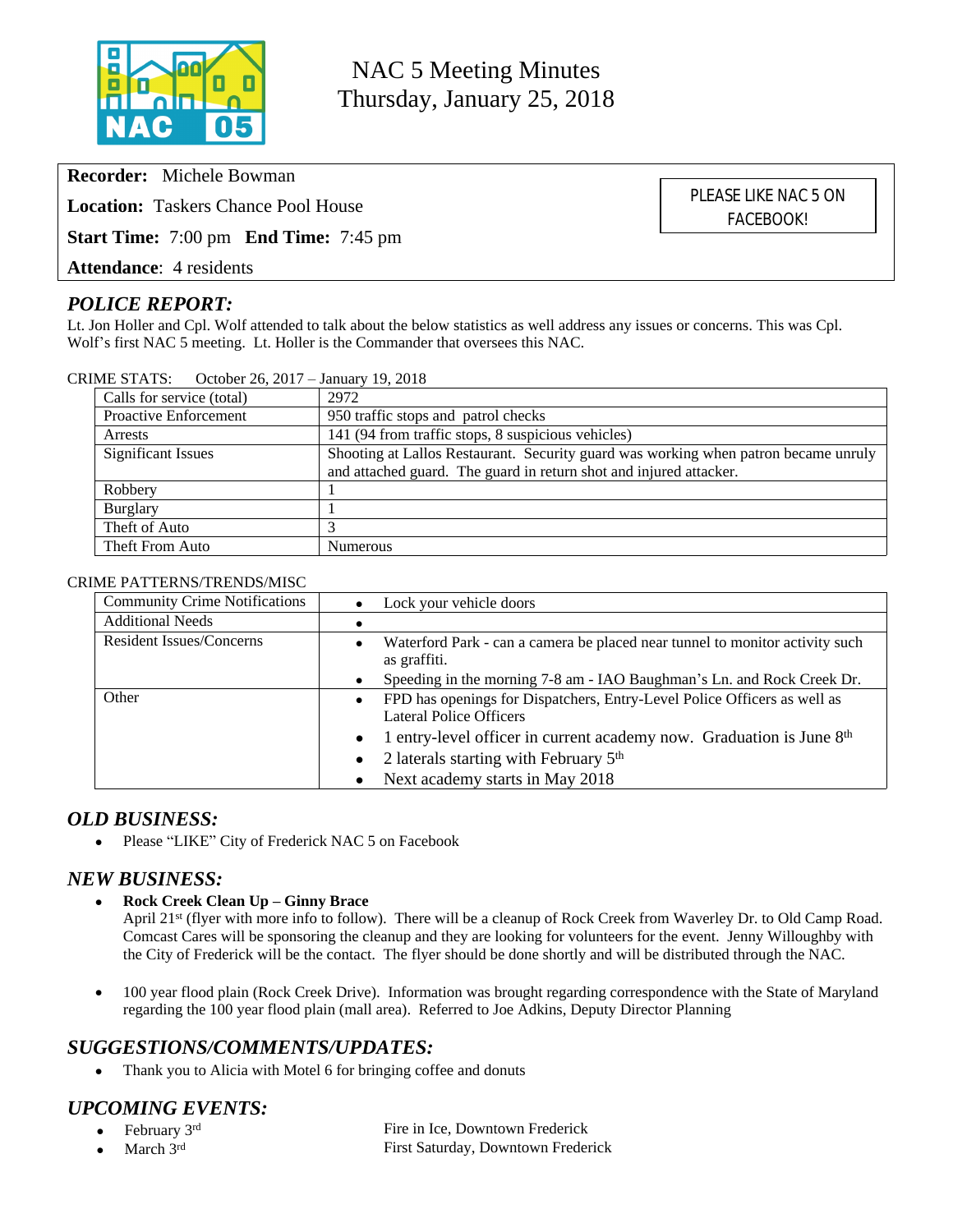# NAC 5 Meeting Minutes
Thursday, January 25, 2018

**Recorder:** Michele Bowman

**Location:** Taskers Chance Pool House

**Start Time:** 7:00 pm **End Time:** 7:45 pm

**Attendance**: 4 residents

PLEASE LIKE NAC 5 ON FACEBOOK!

## *POLICE REPORT:*

Lt. Jon Holler and Cpl. Wolf attended to talk about the below statistics as well address any issues or concerns. This was Cpl. Wolf's first NAC 5 meeting. Lt. Holler is the Commander that oversees this NAC.

CRIME STATS: October 26, 2017 – January 19, 2018

| Calls for service (total) | 2972 |
|---|---|
| Proactive Enforcement | 950 traffic stops and patrol checks |
| Arrests | 141 (94 from traffic stops, 8 suspicious vehicles) |
| Significant Issues | Shooting at Lallos Restaurant. Security guard was working when patron became unruly and attached guard. The guard in return shot and injured attacker. |
| Robbery | 1 |
| Burglary | 1 |
| Theft of Auto | 3 |
| Theft From Auto | Numerous |

CRIME PATTERNS/TRENDS/MISC

| Community Crime Notifications | • Lock your vehicle doors |
|---|---|
| Additional Needs | • |
| Resident Issues/Concerns | • Waterford Park - can a camera be placed near tunnel to monitor activity such as graffiti.<br>• Speeding in the morning 7-8 am - IAO Baughman's Ln. and Rock Creek Dr. |
| Other | • FPD has openings for Dispatchers, Entry-Level Police Officers as well as Lateral Police Officers<br>• 1 entry-level officer in current academy now. Graduation is June 8th<br>• 2 laterals starting with February 5th<br>• Next academy starts in May 2018 |

## *OLD BUSINESS:*

- Please "LIKE" City of Frederick NAC 5 on Facebook

## *NEW BUSINESS:*

- **Rock Creek Clean Up – Ginny Brace**
  April 21st (flyer with more info to follow). There will be a cleanup of Rock Creek from Waverley Dr. to Old Camp Road. Comcast Cares will be sponsoring the cleanup and they are looking for volunteers for the event. Jenny Willoughby with the City of Frederick will be the contact. The flyer should be done shortly and will be distributed through the NAC.

- 100 year flood plain (Rock Creek Drive). Information was brought regarding correspondence with the State of Maryland regarding the 100 year flood plain (mall area). Referred to Joe Adkins, Deputy Director Planning

## *SUGGESTIONS/COMMENTS/UPDATES:*

- Thank you to Alicia with Motel 6 for bringing coffee and donuts

## *UPCOMING EVENTS:*

- February 3rd — Fire in Ice, Downtown Frederick
- March 3rd — First Saturday, Downtown Frederick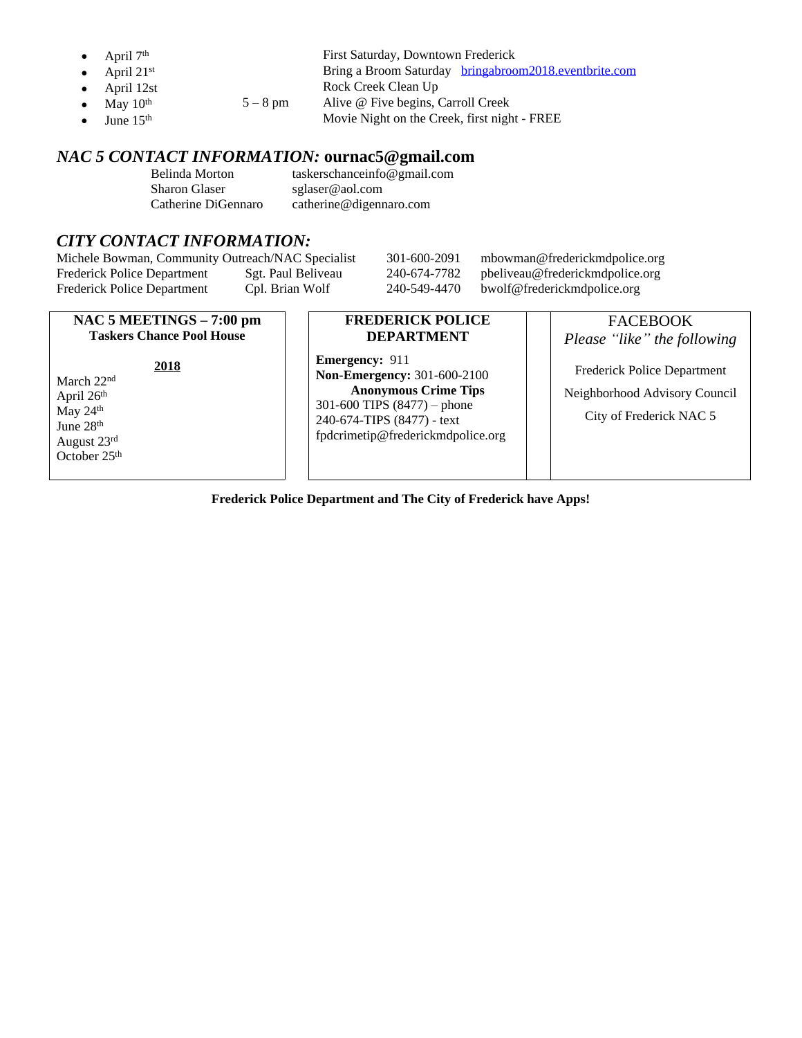- April 7th — First Saturday, Downtown Frederick
- April 21st — Bring a Broom Saturday bringabroom2018.eventbrite.com
- April 12st — Rock Creek Clean Up
- May 10th — 5 – 8 pm — Alive @ Five begins, Carroll Creek
- June 15th — Movie Night on the Creek, first night - FREE

## *NAC 5 CONTACT INFORMATION:* ournac5@gmail.com

| | |
|---|---|
| Belinda Morton | taskerschanceinfo@gmail.com |
| Sharon Glaser | sglaser@aol.com |
| Catherine DiGennaro | catherine@digennaro.com |

## *CITY CONTACT INFORMATION:*

| | | | |
|---|---|---|---|
| Michele Bowman, Community Outreach/NAC Specialist | | 301-600-2091 | mbowman@frederickmdpolice.org |
| Frederick Police Department | Sgt. Paul Beliveau | 240-674-7782 | pbeliveau@frederickmdpolice.org |
| Frederick Police Department | Cpl. Brian Wolf | 240-549-4470 | bwolf@frederickmdpolice.org |

**NAC 5 MEETINGS – 7:00 pm**
**Taskers Chance Pool House**

**2018**

March 22nd
April 26th
May 24th
June 28th
August 23rd
October 25th

**FREDERICK POLICE DEPARTMENT**

**Emergency:** 911
**Non-Emergency:** 301-600-2100
**Anonymous Crime Tips**
301-600 TIPS (8477) – phone
240-674-TIPS (8477) - text
fpdcrimetip@frederickmdpolice.org

FACEBOOK
*Please "like" the following*

Frederick Police Department
Neighborhood Advisory Council
City of Frederick NAC 5

**Frederick Police Department and The City of Frederick have Apps!**